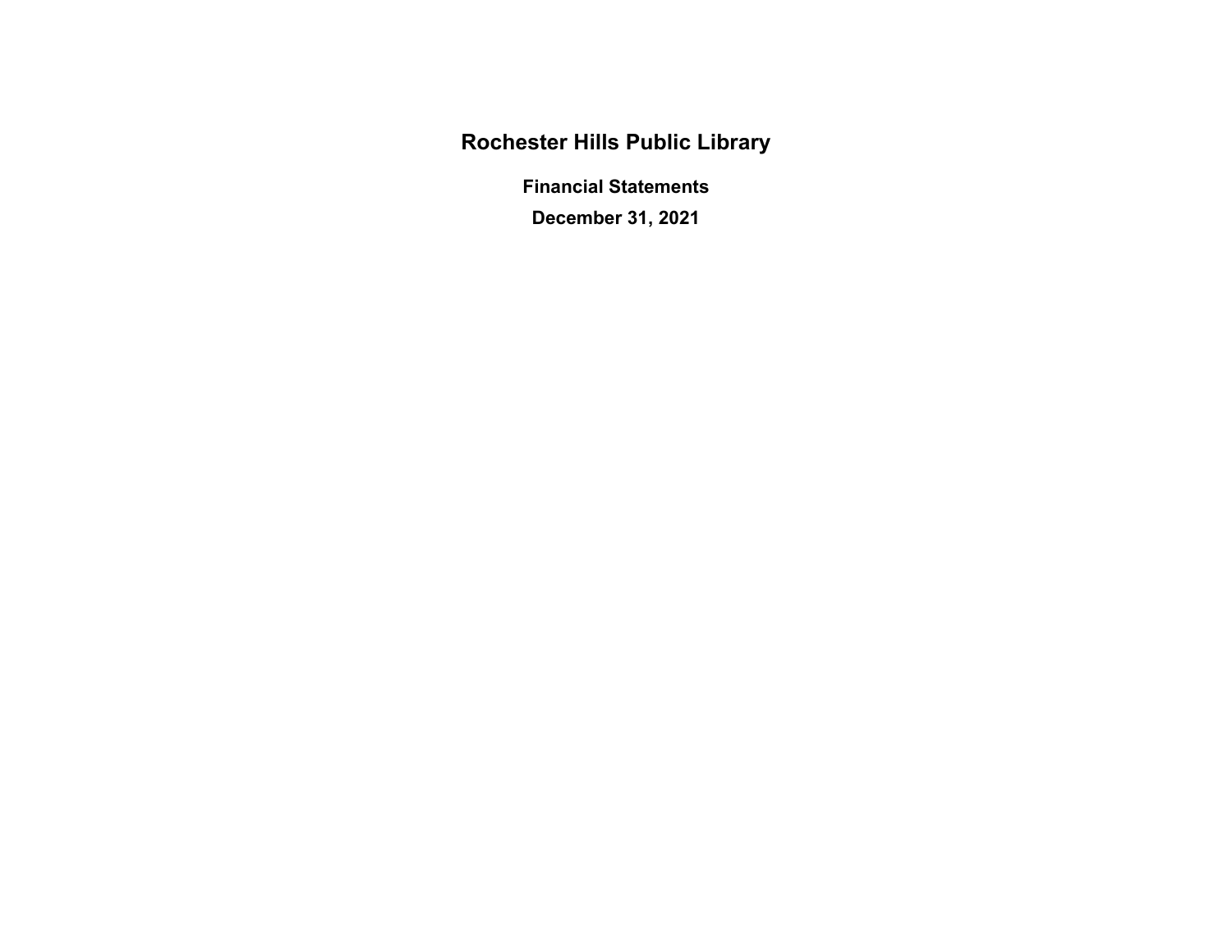# Rochester Hills Public Library

## Financial Statements

## December 31, 2021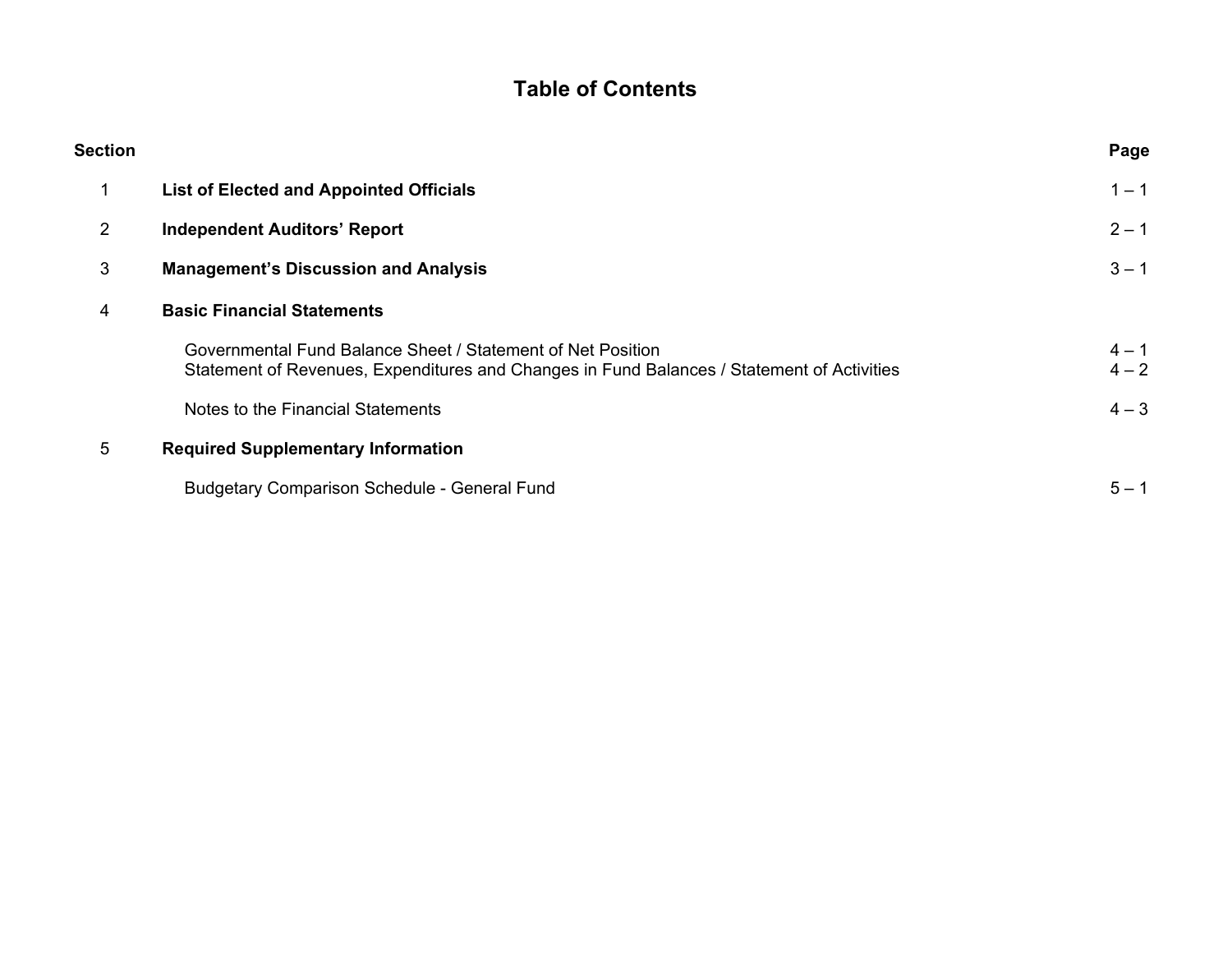# Table of Contents

| Section | | Page |
|---|---|---|
| 1 | **List of Elected and Appointed Officials** | 1 – 1 |
| 2 | **Independent Auditors' Report** | 2 – 1 |
| 3 | **Management's Discussion and Analysis** | 3 – 1 |
| 4 | **Basic Financial Statements** | |
| | Governmental Fund Balance Sheet / Statement of Net Position | 4 – 1 |
| | Statement of Revenues, Expenditures and Changes in Fund Balances / Statement of Activities | 4 – 2 |
| | Notes to the Financial Statements | 4 – 3 |
| 5 | **Required Supplementary Information** | |
| | Budgetary Comparison Schedule - General Fund | 5 – 1 |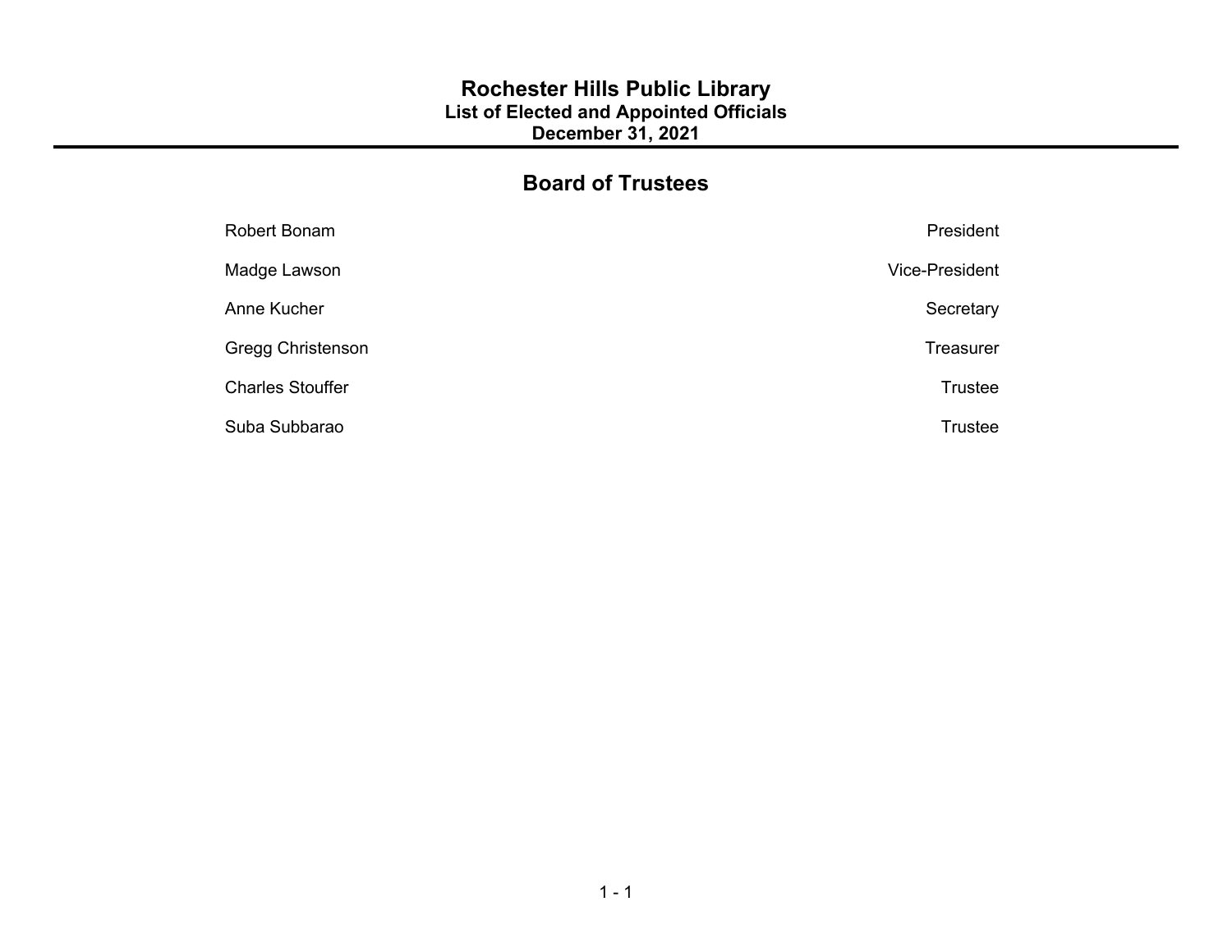# Rochester Hills Public Library
## List of Elected and Appointed Officials
## December 31, 2021

## Board of Trustees

| Name | Title |
|---|---|
| Robert Bonam | President |
| Madge Lawson | Vice-President |
| Anne Kucher | Secretary |
| Gregg Christenson | Treasurer |
| Charles Stouffer | Trustee |
| Suba Subbarao | Trustee |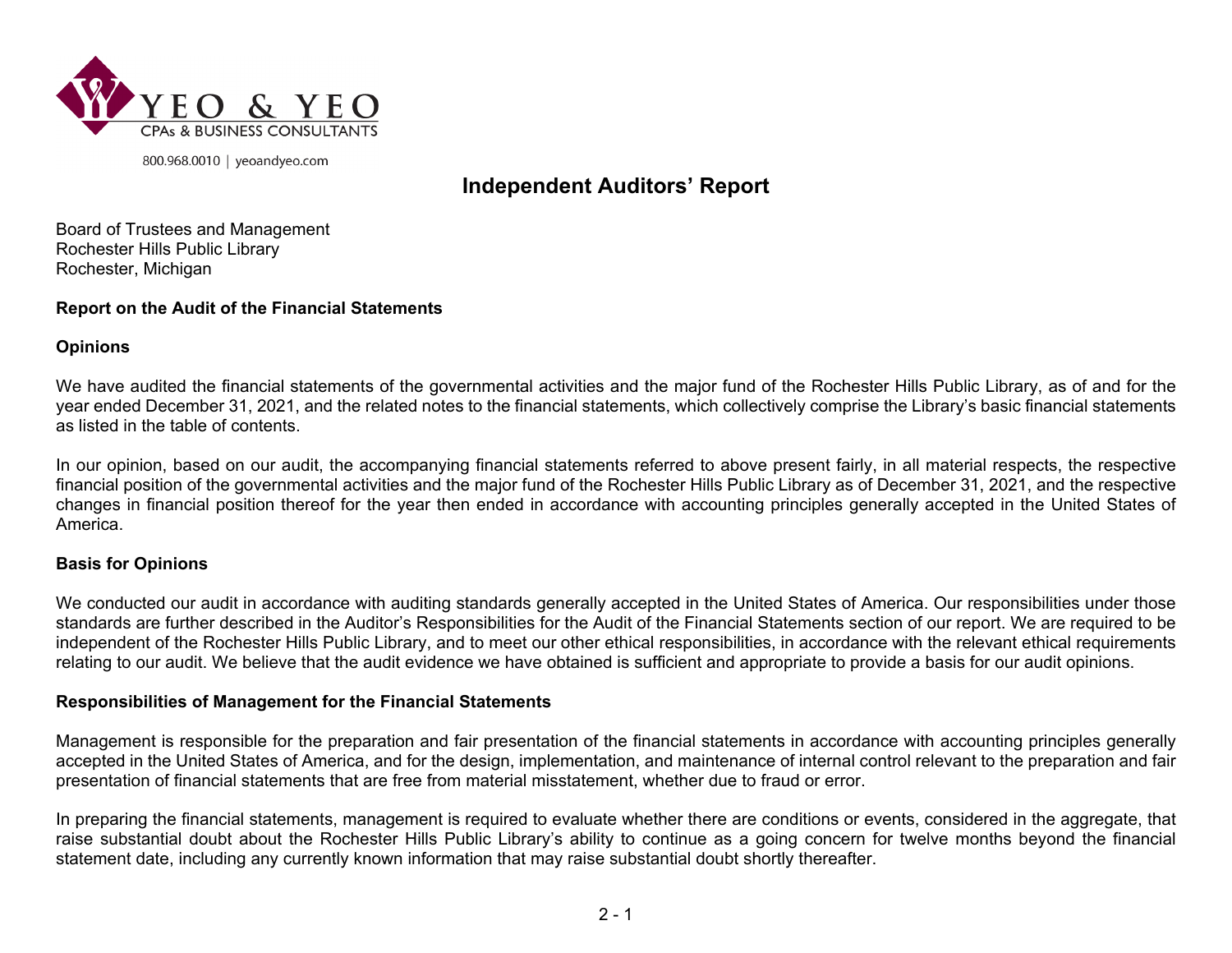YEO & YEO
CPAs & BUSINESS CONSULTANTS

800.968.0010 | yeoandyeo.com

# Independent Auditors' Report

Board of Trustees and Management
Rochester Hills Public Library
Rochester, Michigan

**Report on the Audit of the Financial Statements**

**Opinions**

We have audited the financial statements of the governmental activities and the major fund of the Rochester Hills Public Library, as of and for the year ended December 31, 2021, and the related notes to the financial statements, which collectively comprise the Library's basic financial statements as listed in the table of contents.

In our opinion, based on our audit, the accompanying financial statements referred to above present fairly, in all material respects, the respective financial position of the governmental activities and the major fund of the Rochester Hills Public Library as of December 31, 2021, and the respective changes in financial position thereof for the year then ended in accordance with accounting principles generally accepted in the United States of America.

**Basis for Opinions**

We conducted our audit in accordance with auditing standards generally accepted in the United States of America. Our responsibilities under those standards are further described in the Auditor's Responsibilities for the Audit of the Financial Statements section of our report. We are required to be independent of the Rochester Hills Public Library, and to meet our other ethical responsibilities, in accordance with the relevant ethical requirements relating to our audit. We believe that the audit evidence we have obtained is sufficient and appropriate to provide a basis for our audit opinions.

**Responsibilities of Management for the Financial Statements**

Management is responsible for the preparation and fair presentation of the financial statements in accordance with accounting principles generally accepted in the United States of America, and for the design, implementation, and maintenance of internal control relevant to the preparation and fair presentation of financial statements that are free from material misstatement, whether due to fraud or error.

In preparing the financial statements, management is required to evaluate whether there are conditions or events, considered in the aggregate, that raise substantial doubt about the Rochester Hills Public Library's ability to continue as a going concern for twelve months beyond the financial statement date, including any currently known information that may raise substantial doubt shortly thereafter.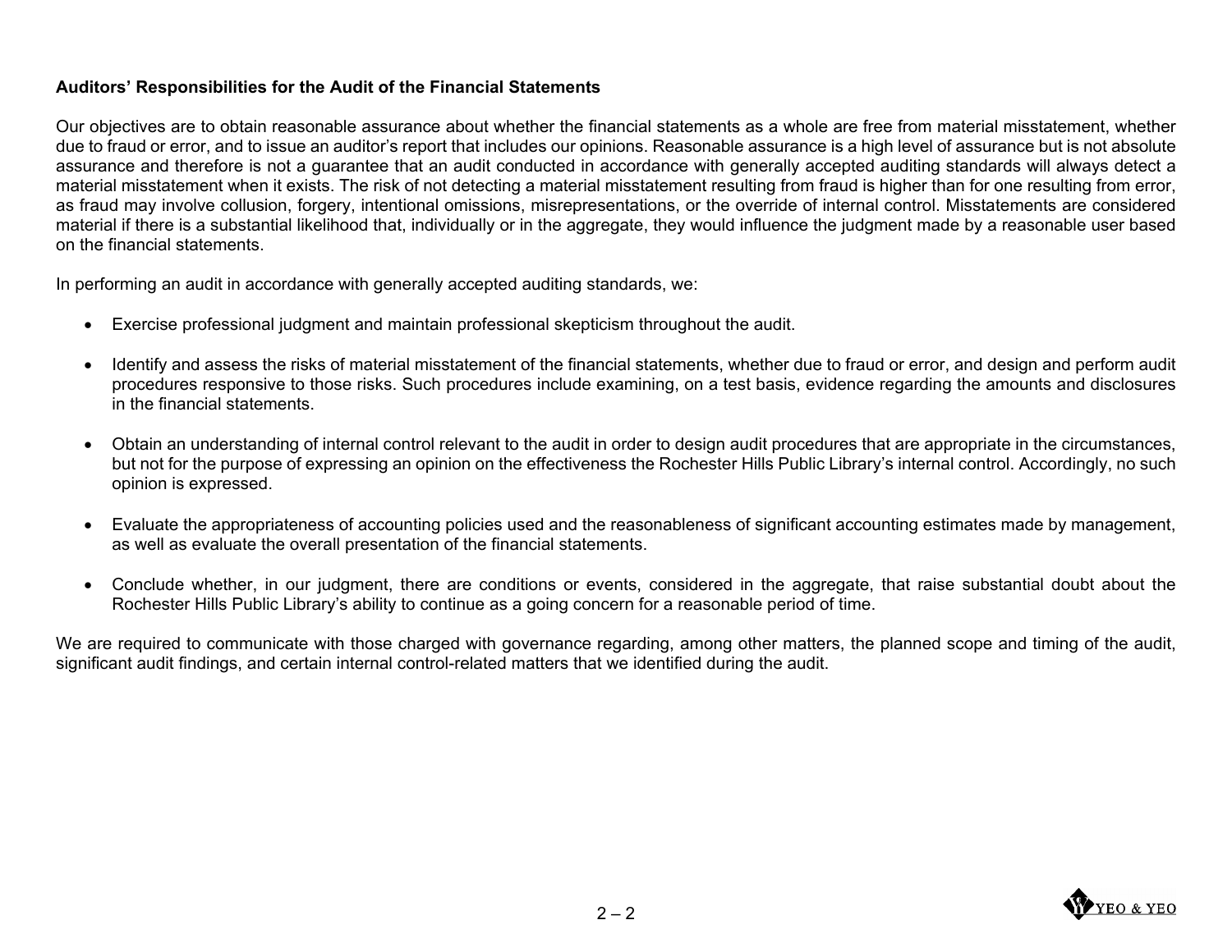**Auditors' Responsibilities for the Audit of the Financial Statements**

Our objectives are to obtain reasonable assurance about whether the financial statements as a whole are free from material misstatement, whether due to fraud or error, and to issue an auditor's report that includes our opinions. Reasonable assurance is a high level of assurance but is not absolute assurance and therefore is not a guarantee that an audit conducted in accordance with generally accepted auditing standards will always detect a material misstatement when it exists. The risk of not detecting a material misstatement resulting from fraud is higher than for one resulting from error, as fraud may involve collusion, forgery, intentional omissions, misrepresentations, or the override of internal control. Misstatements are considered material if there is a substantial likelihood that, individually or in the aggregate, they would influence the judgment made by a reasonable user based on the financial statements.

In performing an audit in accordance with generally accepted auditing standards, we:

- Exercise professional judgment and maintain professional skepticism throughout the audit.
- Identify and assess the risks of material misstatement of the financial statements, whether due to fraud or error, and design and perform audit procedures responsive to those risks. Such procedures include examining, on a test basis, evidence regarding the amounts and disclosures in the financial statements.
- Obtain an understanding of internal control relevant to the audit in order to design audit procedures that are appropriate in the circumstances, but not for the purpose of expressing an opinion on the effectiveness the Rochester Hills Public Library's internal control. Accordingly, no such opinion is expressed.
- Evaluate the appropriateness of accounting policies used and the reasonableness of significant accounting estimates made by management, as well as evaluate the overall presentation of the financial statements.
- Conclude whether, in our judgment, there are conditions or events, considered in the aggregate, that raise substantial doubt about the Rochester Hills Public Library's ability to continue as a going concern for a reasonable period of time.

We are required to communicate with those charged with governance regarding, among other matters, the planned scope and timing of the audit, significant audit findings, and certain internal control-related matters that we identified during the audit.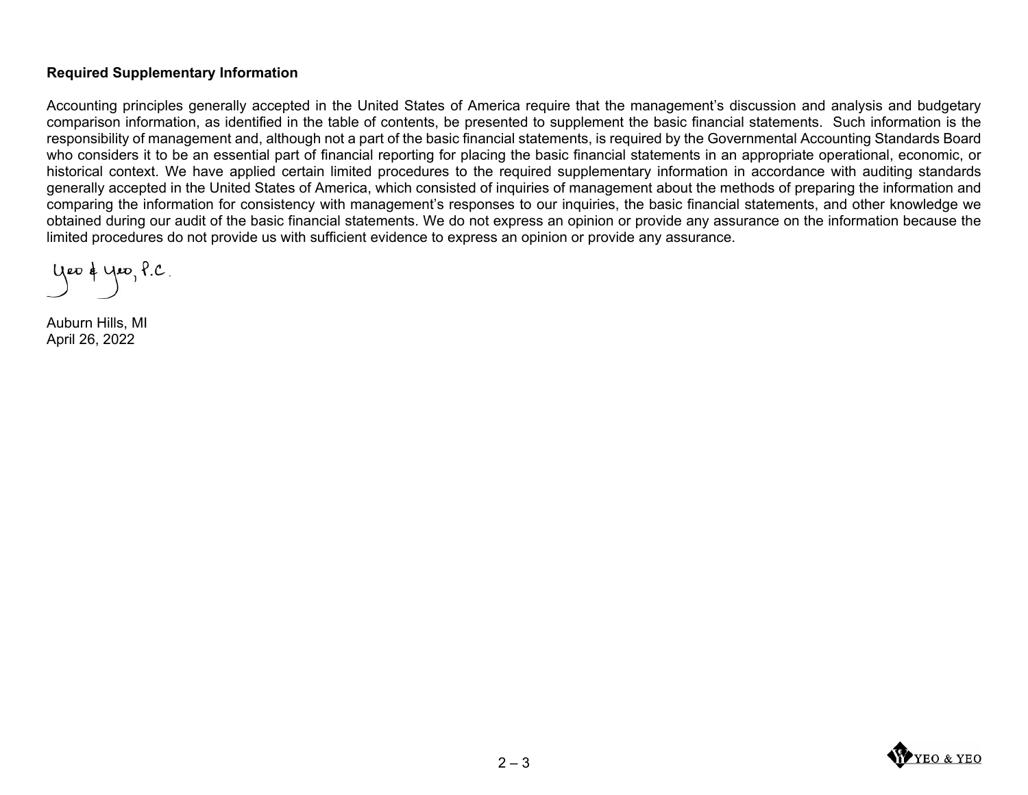**Required Supplementary Information**

Accounting principles generally accepted in the United States of America require that the management's discussion and analysis and budgetary comparison information, as identified in the table of contents, be presented to supplement the basic financial statements. Such information is the responsibility of management and, although not a part of the basic financial statements, is required by the Governmental Accounting Standards Board who considers it to be an essential part of financial reporting for placing the basic financial statements in an appropriate operational, economic, or historical context. We have applied certain limited procedures to the required supplementary information in accordance with auditing standards generally accepted in the United States of America, which consisted of inquiries of management about the methods of preparing the information and comparing the information for consistency with management's responses to our inquiries, the basic financial statements, and other knowledge we obtained during our audit of the basic financial statements. We do not express an opinion or provide any assurance on the information because the limited procedures do not provide us with sufficient evidence to express an opinion or provide any assurance.

Yeo & Yeo, P.C.

Auburn Hills, MI
April 26, 2022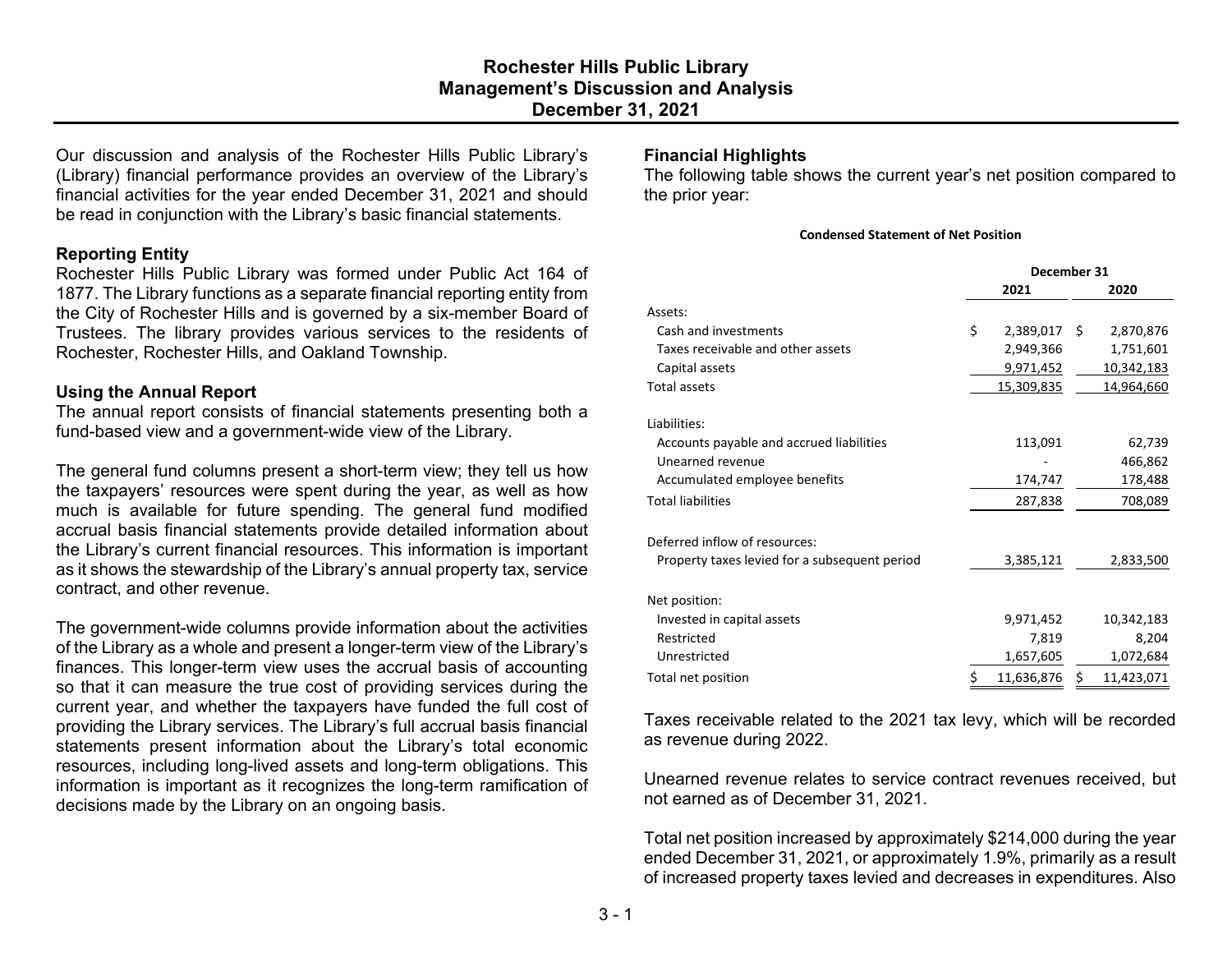# Rochester Hills Public Library
## Management's Discussion and Analysis
## December 31, 2021

Our discussion and analysis of the Rochester Hills Public Library's (Library) financial performance provides an overview of the Library's financial activities for the year ended December 31, 2021 and should be read in conjunction with the Library's basic financial statements.

### Reporting Entity

Rochester Hills Public Library was formed under Public Act 164 of 1877. The Library functions as a separate financial reporting entity from the City of Rochester Hills and is governed by a six-member Board of Trustees. The library provides various services to the residents of Rochester, Rochester Hills, and Oakland Township.

### Using the Annual Report

The annual report consists of financial statements presenting both a fund-based view and a government-wide view of the Library.

The general fund columns present a short-term view; they tell us how the taxpayers' resources were spent during the year, as well as how much is available for future spending. The general fund modified accrual basis financial statements provide detailed information about the Library's current financial resources. This information is important as it shows the stewardship of the Library's annual property tax, service contract, and other revenue.

The government-wide columns provide information about the activities of the Library as a whole and present a longer-term view of the Library's finances. This longer-term view uses the accrual basis of accounting so that it can measure the true cost of providing services during the current year, and whether the taxpayers have funded the full cost of providing the Library services. The Library's full accrual basis financial statements present information about the Library's total economic resources, including long-lived assets and long-term obligations. This information is important as it recognizes the long-term ramification of decisions made by the Library on an ongoing basis.

### Financial Highlights

The following table shows the current year's net position compared to the prior year:

**Condensed Statement of Net Position**

| | December 31 | |
|---|---|---|
| | **2021** | **2020** |
| Assets: | | |
| Cash and investments | $ 2,389,017 | $ 2,870,876 |
| Taxes receivable and other assets | 2,949,366 | 1,751,601 |
| Capital assets | 9,971,452 | 10,342,183 |
| Total assets | 15,309,835 | 14,964,660 |
| Liabilities: | | |
| Accounts payable and accrued liabilities | 113,091 | 62,739 |
| Unearned revenue | - | 466,862 |
| Accumulated employee benefits | 174,747 | 178,488 |
| Total liabilities | 287,838 | 708,089 |
| Deferred inflow of resources: | | |
| Property taxes levied for a subsequent period | 3,385,121 | 2,833,500 |
| Net position: | | |
| Invested in capital assets | 9,971,452 | 10,342,183 |
| Restricted | 7,819 | 8,204 |
| Unrestricted | 1,657,605 | 1,072,684 |
| Total net position | $ 11,636,876 | $ 11,423,071 |

Taxes receivable related to the 2021 tax levy, which will be recorded as revenue during 2022.

Unearned revenue relates to service contract revenues received, but not earned as of December 31, 2021.

Total net position increased by approximately $214,000 during the year ended December 31, 2021, or approximately 1.9%, primarily as a result of increased property taxes levied and decreases in expenditures. Also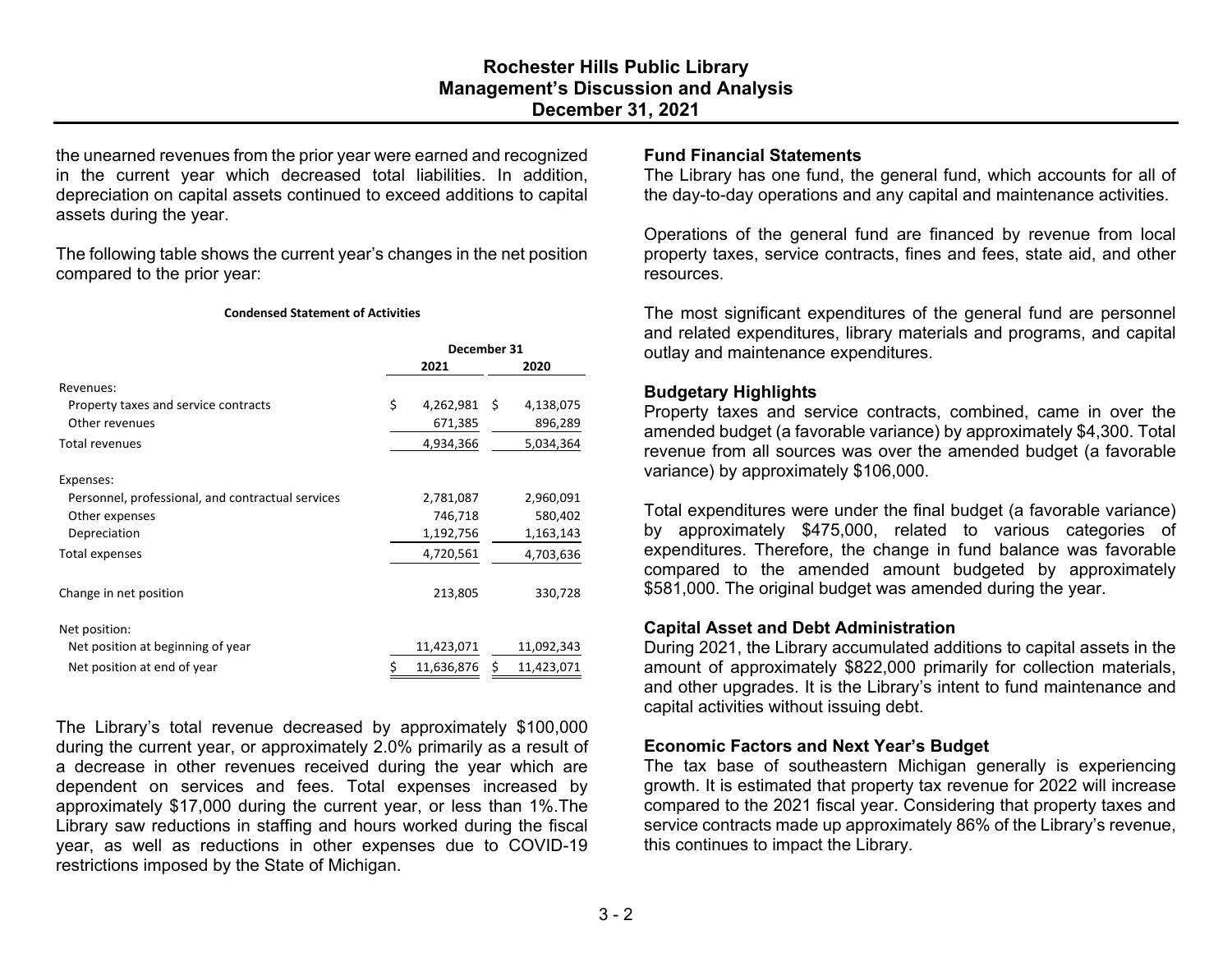the unearned revenues from the prior year were earned and recognized in the current year which decreased total liabilities. In addition, depreciation on capital assets continued to exceed additions to capital assets during the year.

The following table shows the current year's changes in the net position compared to the prior year:

**Condensed Statement of Activities**

| | December 31 | |
|---|---|---|
| | 2021 | 2020 |
| Revenues: | | |
| Property taxes and service contracts | $ 4,262,981 | $ 4,138,075 |
| Other revenues | 671,385 | 896,289 |
| Total revenues | 4,934,366 | 5,034,364 |
| Expenses: | | |
| Personnel, professional, and contractual services | 2,781,087 | 2,960,091 |
| Other expenses | 746,718 | 580,402 |
| Depreciation | 1,192,756 | 1,163,143 |
| Total expenses | 4,720,561 | 4,703,636 |
| Change in net position | 213,805 | 330,728 |
| Net position: | | |
| Net position at beginning of year | 11,423,071 | 11,092,343 |
| Net position at end of year | $ 11,636,876 | $ 11,423,071 |

The Library's total revenue decreased by approximately $100,000 during the current year, or approximately 2.0% primarily as a result of a decrease in other revenues received during the year which are dependent on services and fees. Total expenses increased by approximately $17,000 during the current year, or less than 1%.The Library saw reductions in staffing and hours worked during the fiscal year, as well as reductions in other expenses due to COVID-19 restrictions imposed by the State of Michigan.

### Fund Financial Statements

The Library has one fund, the general fund, which accounts for all of the day-to-day operations and any capital and maintenance activities.

Operations of the general fund are financed by revenue from local property taxes, service contracts, fines and fees, state aid, and other resources.

The most significant expenditures of the general fund are personnel and related expenditures, library materials and programs, and capital outlay and maintenance expenditures.

### Budgetary Highlights

Property taxes and service contracts, combined, came in over the amended budget (a favorable variance) by approximately $4,300. Total revenue from all sources was over the amended budget (a favorable variance) by approximately $106,000.

Total expenditures were under the final budget (a favorable variance) by approximately $475,000, related to various categories of expenditures. Therefore, the change in fund balance was favorable compared to the amended amount budgeted by approximately $581,000. The original budget was amended during the year.

### Capital Asset and Debt Administration

During 2021, the Library accumulated additions to capital assets in the amount of approximately $822,000 primarily for collection materials, and other upgrades. It is the Library's intent to fund maintenance and capital activities without issuing debt.

### Economic Factors and Next Year's Budget

The tax base of southeastern Michigan generally is experiencing growth. It is estimated that property tax revenue for 2022 will increase compared to the 2021 fiscal year. Considering that property taxes and service contracts made up approximately 86% of the Library's revenue, this continues to impact the Library.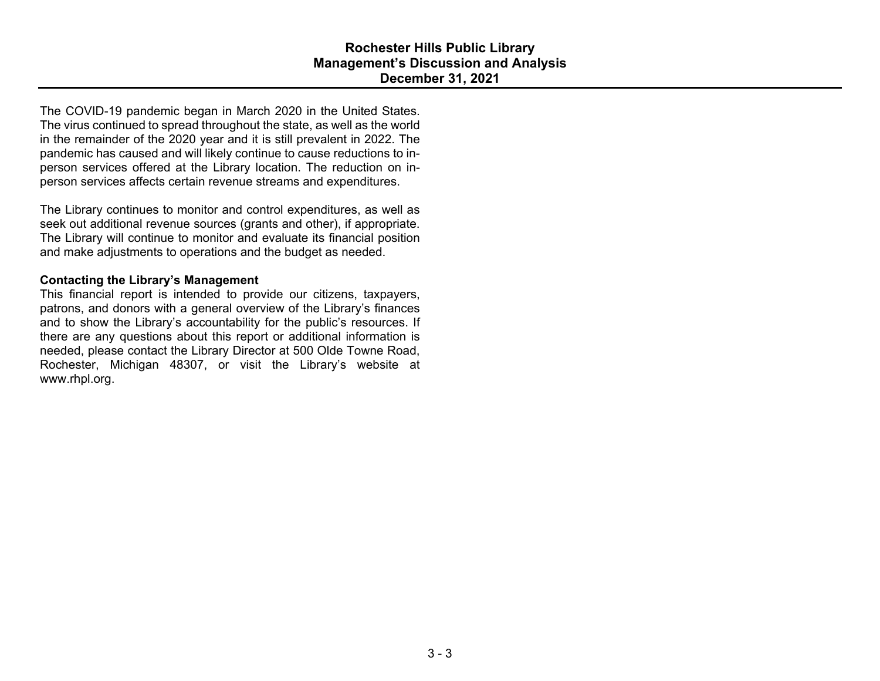The COVID-19 pandemic began in March 2020 in the United States. The virus continued to spread throughout the state, as well as the world in the remainder of the 2020 year and it is still prevalent in 2022. The pandemic has caused and will likely continue to cause reductions to in-person services offered at the Library location. The reduction on in-person services affects certain revenue streams and expenditures.

The Library continues to monitor and control expenditures, as well as seek out additional revenue sources (grants and other), if appropriate. The Library will continue to monitor and evaluate its financial position and make adjustments to operations and the budget as needed.

**Contacting the Library's Management**

This financial report is intended to provide our citizens, taxpayers, patrons, and donors with a general overview of the Library's finances and to show the Library's accountability for the public's resources. If there are any questions about this report or additional information is needed, please contact the Library Director at 500 Olde Towne Road, Rochester, Michigan 48307, or visit the Library's website at www.rhpl.org.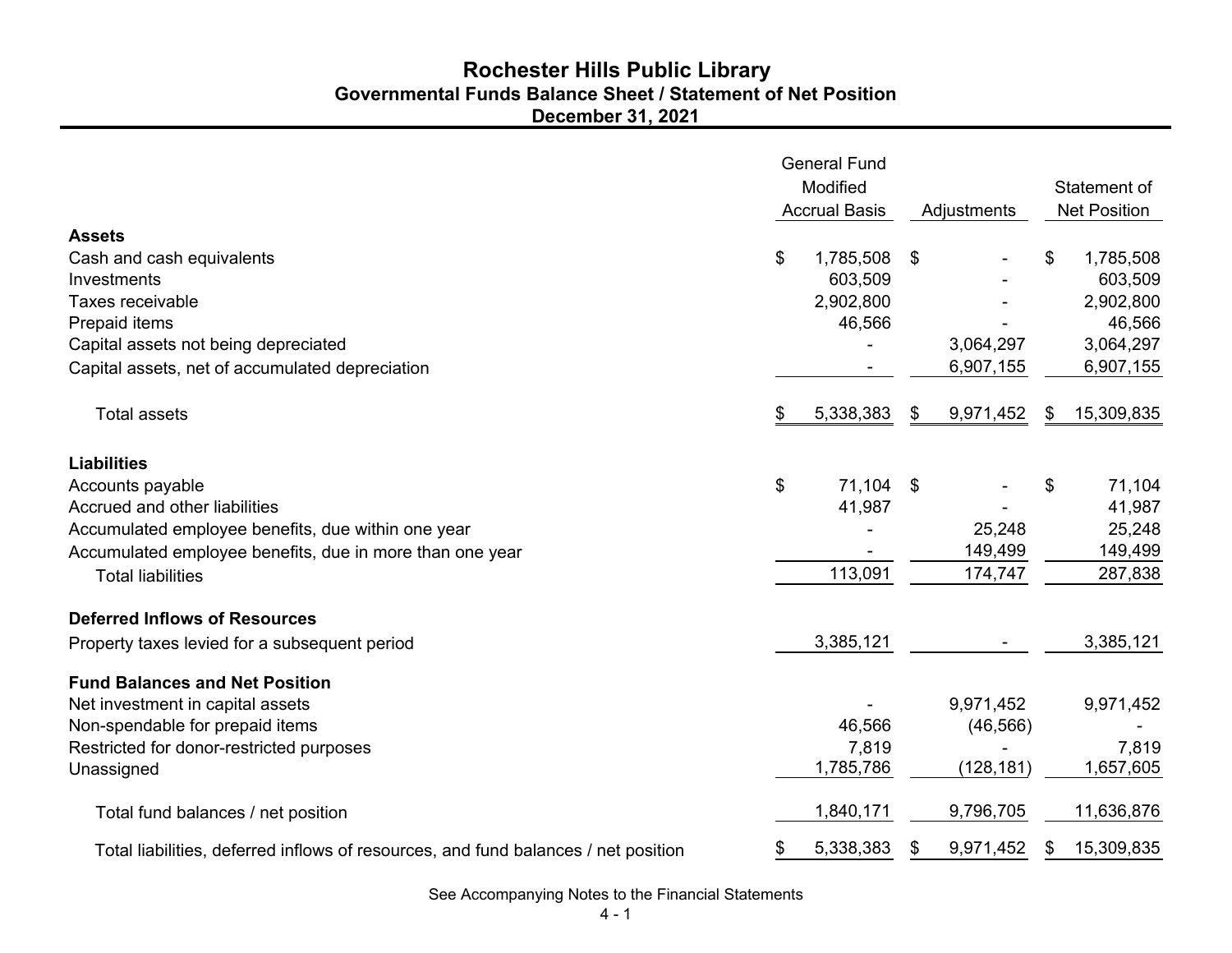# Rochester Hills Public Library

## Governmental Funds Balance Sheet / Statement of Net Position

### December 31, 2021

| | General Fund Modified Accrual Basis | Adjustments | Statement of Net Position |
|---|---|---|---|
| **Assets** | | | |
| Cash and cash equivalents | $ 1,785,508 | $ - | $ 1,785,508 |
| Investments | 603,509 | - | 603,509 |
| Taxes receivable | 2,902,800 | - | 2,902,800 |
| Prepaid items | 46,566 | - | 46,566 |
| Capital assets not being depreciated | - | 3,064,297 | 3,064,297 |
| Capital assets, net of accumulated depreciation | - | 6,907,155 | 6,907,155 |
| Total assets | $ 5,338,383 | $ 9,971,452 | $ 15,309,835 |
| **Liabilities** | | | |
| Accounts payable | $ 71,104 | $ - | $ 71,104 |
| Accrued and other liabilities | 41,987 | - | 41,987 |
| Accumulated employee benefits, due within one year | - | 25,248 | 25,248 |
| Accumulated employee benefits, due in more than one year | - | 149,499 | 149,499 |
| Total liabilities | 113,091 | 174,747 | 287,838 |
| **Deferred Inflows of Resources** | | | |
| Property taxes levied for a subsequent period | 3,385,121 | - | 3,385,121 |
| **Fund Balances and Net Position** | | | |
| Net investment in capital assets | - | 9,971,452 | 9,971,452 |
| Non-spendable for prepaid items | 46,566 | (46,566) | - |
| Restricted for donor-restricted purposes | 7,819 | - | 7,819 |
| Unassigned | 1,785,786 | (128,181) | 1,657,605 |
| Total fund balances / net position | 1,840,171 | 9,796,705 | 11,636,876 |
| Total liabilities, deferred inflows of resources, and fund balances / net position | $ 5,338,383 | $ 9,971,452 | $ 15,309,835 |

See Accompanying Notes to the Financial Statements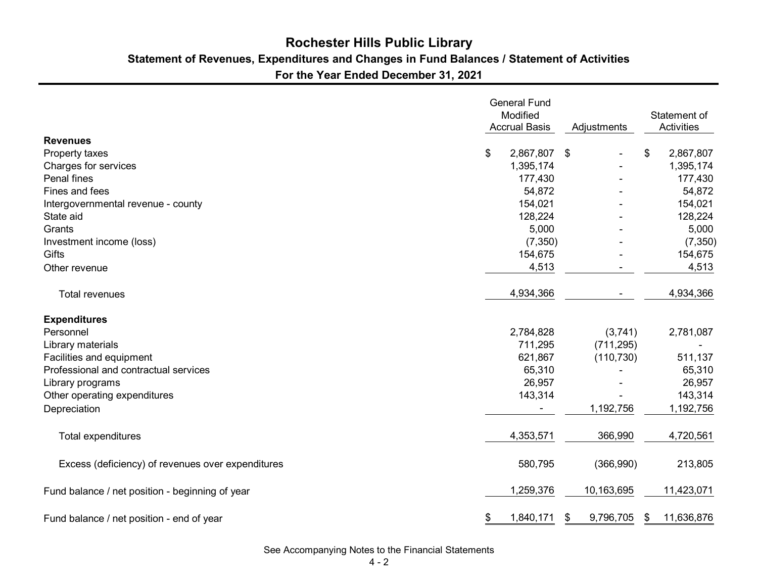# Rochester Hills Public Library

## Statement of Revenues, Expenditures and Changes in Fund Balances / Statement of Activities

### For the Year Ended December 31, 2021

| | General Fund Modified Accrual Basis | Adjustments | Statement of Activities |
|---|---|---|---|
| **Revenues** | | | |
| Property taxes | $ 2,867,807 | $ - | $ 2,867,807 |
| Charges for services | 1,395,174 | - | 1,395,174 |
| Penal fines | 177,430 | - | 177,430 |
| Fines and fees | 54,872 | - | 54,872 |
| Intergovernmental revenue - county | 154,021 | - | 154,021 |
| State aid | 128,224 | - | 128,224 |
| Grants | 5,000 | - | 5,000 |
| Investment income (loss) | (7,350) | - | (7,350) |
| Gifts | 154,675 | - | 154,675 |
| Other revenue | 4,513 | - | 4,513 |
| Total revenues | 4,934,366 | - | 4,934,366 |
| **Expenditures** | | | |
| Personnel | 2,784,828 | (3,741) | 2,781,087 |
| Library materials | 711,295 | (711,295) | - |
| Facilities and equipment | 621,867 | (110,730) | 511,137 |
| Professional and contractual services | 65,310 | - | 65,310 |
| Library programs | 26,957 | - | 26,957 |
| Other operating expenditures | 143,314 | - | 143,314 |
| Depreciation | - | 1,192,756 | 1,192,756 |
| Total expenditures | 4,353,571 | 366,990 | 4,720,561 |
| Excess (deficiency) of revenues over expenditures | 580,795 | (366,990) | 213,805 |
| Fund balance / net position - beginning of year | 1,259,376 | 10,163,695 | 11,423,071 |
| Fund balance / net position - end of year | $ 1,840,171 | $ 9,796,705 | $ 11,636,876 |

See Accompanying Notes to the Financial Statements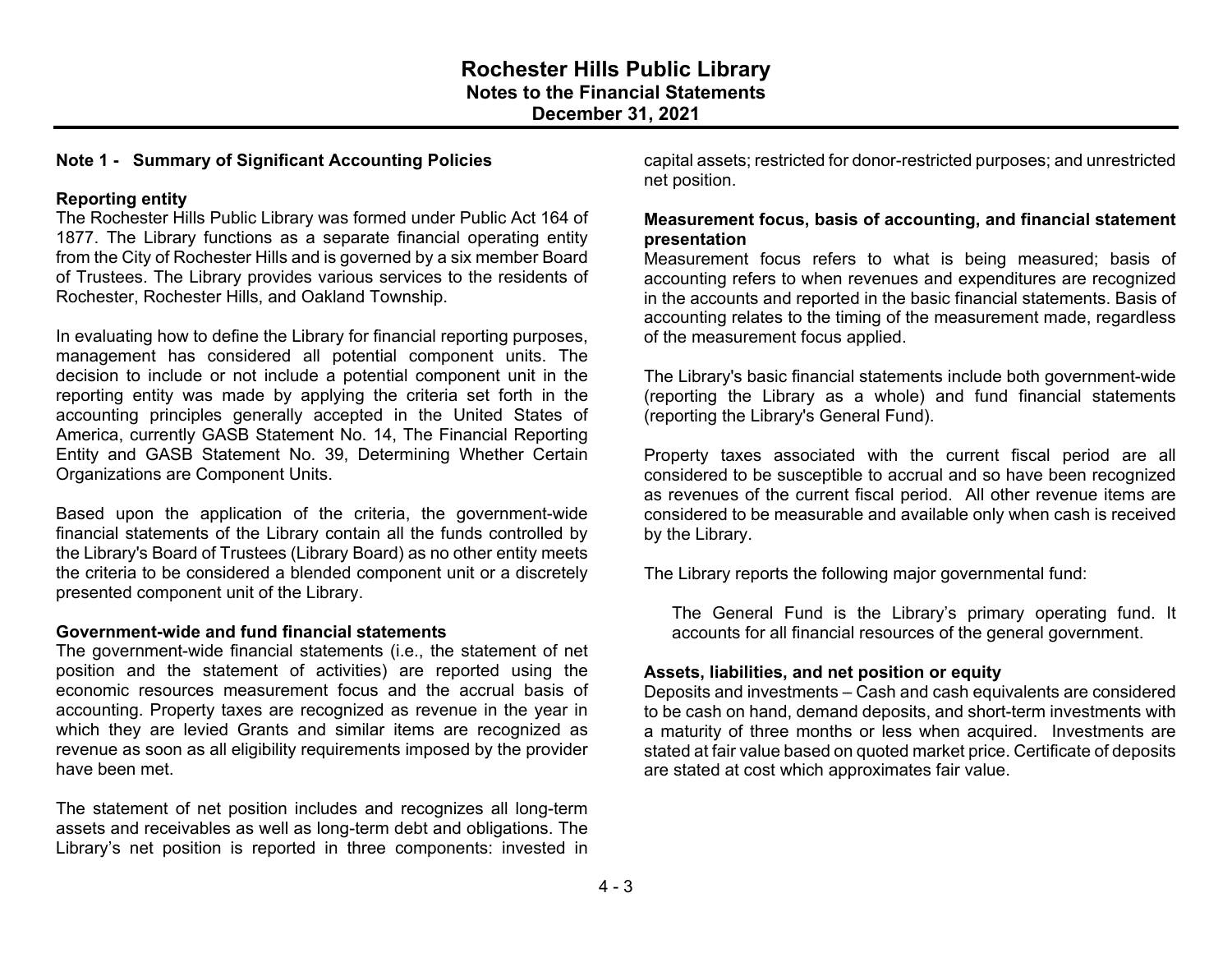# Rochester Hills Public Library

## Notes to the Financial Statements

## December 31, 2021

### Note 1 - Summary of Significant Accounting Policies

**Reporting entity**

The Rochester Hills Public Library was formed under Public Act 164 of 1877. The Library functions as a separate financial operating entity from the City of Rochester Hills and is governed by a six member Board of Trustees. The Library provides various services to the residents of Rochester, Rochester Hills, and Oakland Township.

In evaluating how to define the Library for financial reporting purposes, management has considered all potential component units. The decision to include or not include a potential component unit in the reporting entity was made by applying the criteria set forth in the accounting principles generally accepted in the United States of America, currently GASB Statement No. 14, The Financial Reporting Entity and GASB Statement No. 39, Determining Whether Certain Organizations are Component Units.

Based upon the application of the criteria, the government-wide financial statements of the Library contain all the funds controlled by the Library's Board of Trustees (Library Board) as no other entity meets the criteria to be considered a blended component unit or a discretely presented component unit of the Library.

**Government-wide and fund financial statements**

The government-wide financial statements (i.e., the statement of net position and the statement of activities) are reported using the economic resources measurement focus and the accrual basis of accounting. Property taxes are recognized as revenue in the year in which they are levied Grants and similar items are recognized as revenue as soon as all eligibility requirements imposed by the provider have been met.

The statement of net position includes and recognizes all long-term assets and receivables as well as long-term debt and obligations. The Library's net position is reported in three components: invested in capital assets; restricted for donor-restricted purposes; and unrestricted net position.

**Measurement focus, basis of accounting, and financial statement presentation**

Measurement focus refers to what is being measured; basis of accounting refers to when revenues and expenditures are recognized in the accounts and reported in the basic financial statements. Basis of accounting relates to the timing of the measurement made, regardless of the measurement focus applied.

The Library's basic financial statements include both government-wide (reporting the Library as a whole) and fund financial statements (reporting the Library's General Fund).

Property taxes associated with the current fiscal period are all considered to be susceptible to accrual and so have been recognized as revenues of the current fiscal period. All other revenue items are considered to be measurable and available only when cash is received by the Library.

The Library reports the following major governmental fund:

> The General Fund is the Library's primary operating fund. It accounts for all financial resources of the general government.

**Assets, liabilities, and net position or equity**

Deposits and investments – Cash and cash equivalents are considered to be cash on hand, demand deposits, and short-term investments with a maturity of three months or less when acquired. Investments are stated at fair value based on quoted market price. Certificate of deposits are stated at cost which approximates fair value.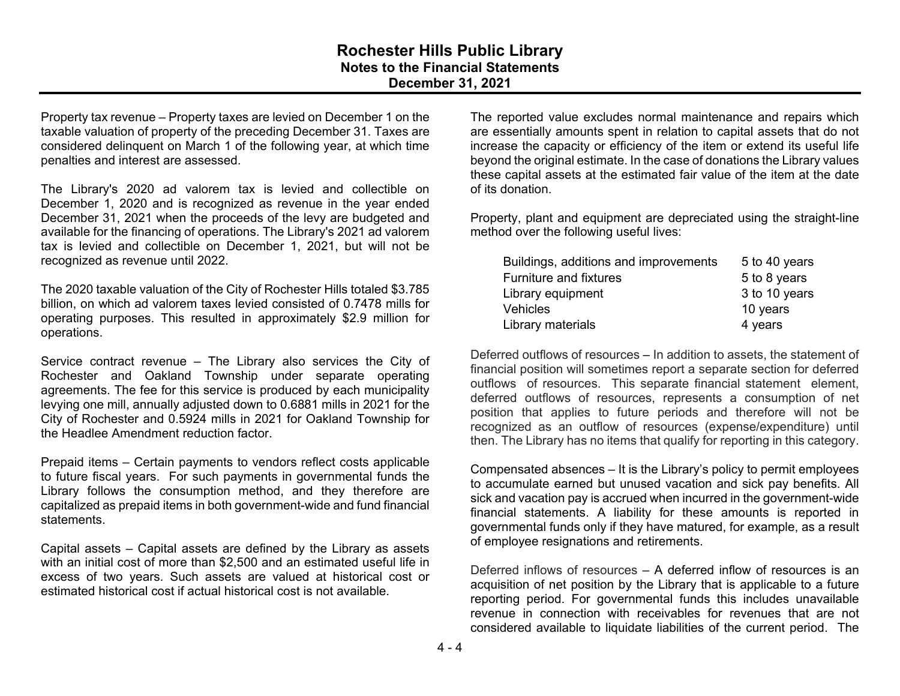Property tax revenue – Property taxes are levied on December 1 on the taxable valuation of property of the preceding December 31. Taxes are considered delinquent on March 1 of the following year, at which time penalties and interest are assessed.

The Library's 2020 ad valorem tax is levied and collectible on December 1, 2020 and is recognized as revenue in the year ended December 31, 2021 when the proceeds of the levy are budgeted and available for the financing of operations. The Library's 2021 ad valorem tax is levied and collectible on December 1, 2021, but will not be recognized as revenue until 2022.

The 2020 taxable valuation of the City of Rochester Hills totaled $3.785 billion, on which ad valorem taxes levied consisted of 0.7478 mills for operating purposes. This resulted in approximately $2.9 million for operations.

Service contract revenue – The Library also services the City of Rochester and Oakland Township under separate operating agreements. The fee for this service is produced by each municipality levying one mill, annually adjusted down to 0.6881 mills in 2021 for the City of Rochester and 0.5924 mills in 2021 for Oakland Township for the Headlee Amendment reduction factor.

Prepaid items – Certain payments to vendors reflect costs applicable to future fiscal years. For such payments in governmental funds the Library follows the consumption method, and they therefore are capitalized as prepaid items in both government-wide and fund financial statements.

Capital assets – Capital assets are defined by the Library as assets with an initial cost of more than $2,500 and an estimated useful life in excess of two years. Such assets are valued at historical cost or estimated historical cost if actual historical cost is not available.

The reported value excludes normal maintenance and repairs which are essentially amounts spent in relation to capital assets that do not increase the capacity or efficiency of the item or extend its useful life beyond the original estimate. In the case of donations the Library values these capital assets at the estimated fair value of the item at the date of its donation.

Property, plant and equipment are depreciated using the straight-line method over the following useful lives:

| | |
|---|---|
| Buildings, additions and improvements | 5 to 40 years |
| Furniture and fixtures | 5 to 8 years |
| Library equipment | 3 to 10 years |
| Vehicles | 10 years |
| Library materials | 4 years |

Deferred outflows of resources – In addition to assets, the statement of financial position will sometimes report a separate section for deferred outflows of resources. This separate financial statement element, deferred outflows of resources, represents a consumption of net position that applies to future periods and therefore will not be recognized as an outflow of resources (expense/expenditure) until then. The Library has no items that qualify for reporting in this category.

Compensated absences – It is the Library's policy to permit employees to accumulate earned but unused vacation and sick pay benefits. All sick and vacation pay is accrued when incurred in the government-wide financial statements. A liability for these amounts is reported in governmental funds only if they have matured, for example, as a result of employee resignations and retirements.

Deferred inflows of resources – A deferred inflow of resources is an acquisition of net position by the Library that is applicable to a future reporting period. For governmental funds this includes unavailable revenue in connection with receivables for revenues that are not considered available to liquidate liabilities of the current period. The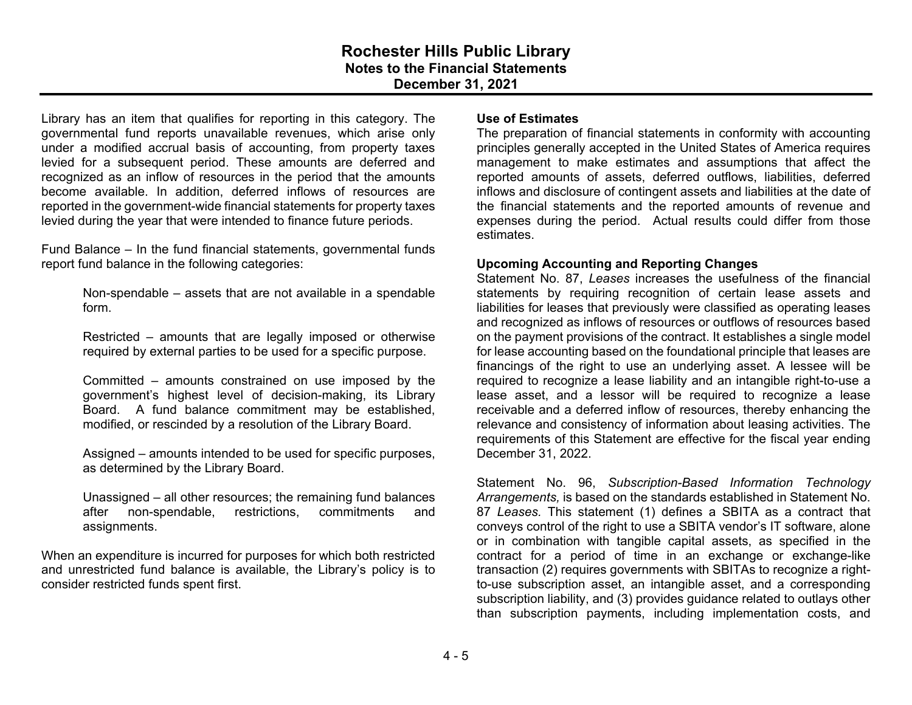Library has an item that qualifies for reporting in this category. The governmental fund reports unavailable revenues, which arise only under a modified accrual basis of accounting, from property taxes levied for a subsequent period. These amounts are deferred and recognized as an inflow of resources in the period that the amounts become available. In addition, deferred inflows of resources are reported in the government-wide financial statements for property taxes levied during the year that were intended to finance future periods.

Fund Balance – In the fund financial statements, governmental funds report fund balance in the following categories:

> Non-spendable – assets that are not available in a spendable form.
>
> Restricted – amounts that are legally imposed or otherwise required by external parties to be used for a specific purpose.
>
> Committed – amounts constrained on use imposed by the government's highest level of decision-making, its Library Board. A fund balance commitment may be established, modified, or rescinded by a resolution of the Library Board.
>
> Assigned – amounts intended to be used for specific purposes, as determined by the Library Board.
>
> Unassigned – all other resources; the remaining fund balances after non-spendable, restrictions, commitments and assignments.

When an expenditure is incurred for purposes for which both restricted and unrestricted fund balance is available, the Library's policy is to consider restricted funds spent first.

**Use of Estimates**

The preparation of financial statements in conformity with accounting principles generally accepted in the United States of America requires management to make estimates and assumptions that affect the reported amounts of assets, deferred outflows, liabilities, deferred inflows and disclosure of contingent assets and liabilities at the date of the financial statements and the reported amounts of revenue and expenses during the period. Actual results could differ from those estimates.

**Upcoming Accounting and Reporting Changes**

Statement No. 87, *Leases* increases the usefulness of the financial statements by requiring recognition of certain lease assets and liabilities for leases that previously were classified as operating leases and recognized as inflows of resources or outflows of resources based on the payment provisions of the contract. It establishes a single model for lease accounting based on the foundational principle that leases are financings of the right to use an underlying asset. A lessee will be required to recognize a lease liability and an intangible right-to-use a lease asset, and a lessor will be required to recognize a lease receivable and a deferred inflow of resources, thereby enhancing the relevance and consistency of information about leasing activities. The requirements of this Statement are effective for the fiscal year ending December 31, 2022.

Statement No. 96, *Subscription-Based Information Technology Arrangements,* is based on the standards established in Statement No. 87 *Leases.* This statement (1) defines a SBITA as a contract that conveys control of the right to use a SBITA vendor's IT software, alone or in combination with tangible capital assets, as specified in the contract for a period of time in an exchange or exchange-like transaction (2) requires governments with SBITAs to recognize a right-to-use subscription asset, an intangible asset, and a corresponding subscription liability, and (3) provides guidance related to outlays other than subscription payments, including implementation costs, and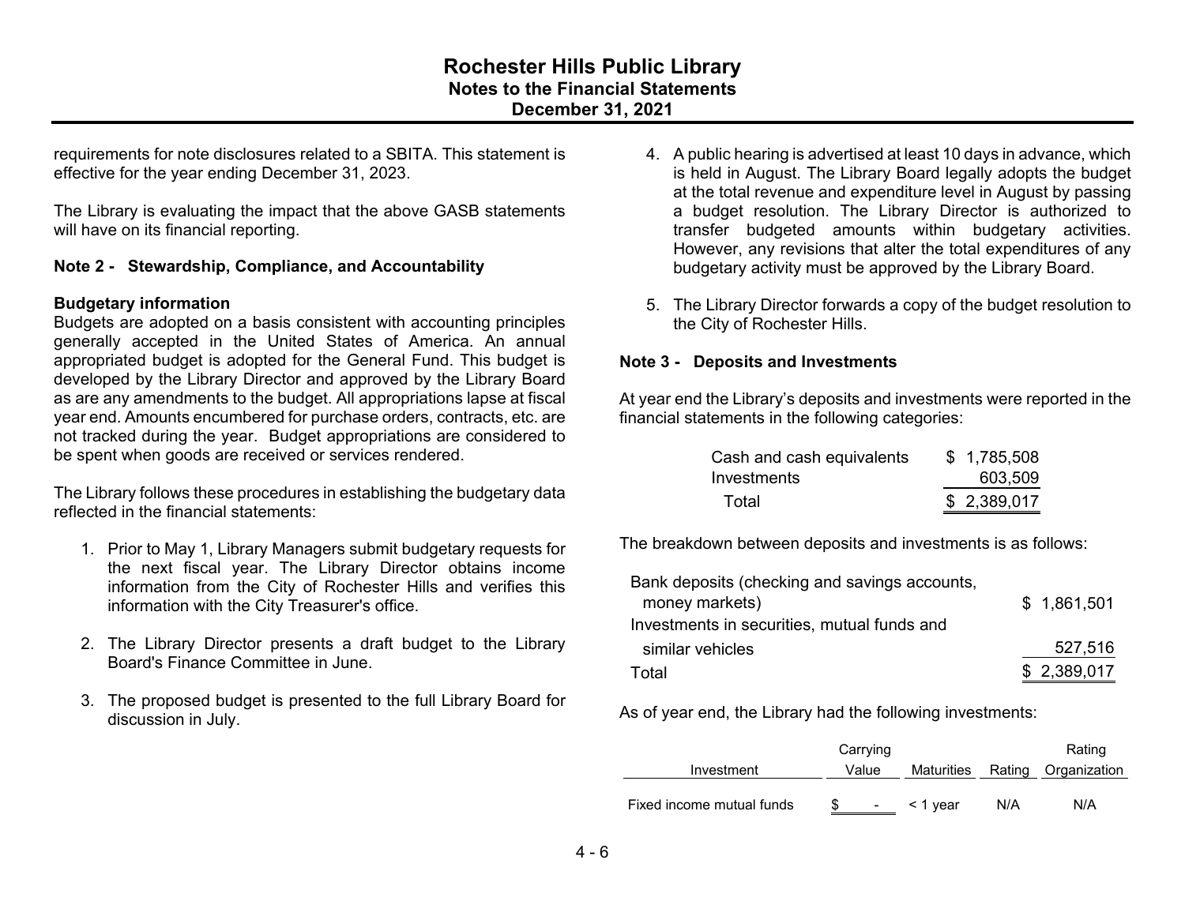requirements for note disclosures related to a SBITA. This statement is effective for the year ending December 31, 2023.

The Library is evaluating the impact that the above GASB statements will have on its financial reporting.

**Note 2 - Stewardship, Compliance, and Accountability**

**Budgetary information**

Budgets are adopted on a basis consistent with accounting principles generally accepted in the United States of America. An annual appropriated budget is adopted for the General Fund. This budget is developed by the Library Director and approved by the Library Board as are any amendments to the budget. All appropriations lapse at fiscal year end. Amounts encumbered for purchase orders, contracts, etc. are not tracked during the year. Budget appropriations are considered to be spent when goods are received or services rendered.

The Library follows these procedures in establishing the budgetary data reflected in the financial statements:

1. Prior to May 1, Library Managers submit budgetary requests for the next fiscal year. The Library Director obtains income information from the City of Rochester Hills and verifies this information with the City Treasurer's office.

2. The Library Director presents a draft budget to the Library Board's Finance Committee in June.

3. The proposed budget is presented to the full Library Board for discussion in July.

4. A public hearing is advertised at least 10 days in advance, which is held in August. The Library Board legally adopts the budget at the total revenue and expenditure level in August by passing a budget resolution. The Library Director is authorized to transfer budgeted amounts within budgetary activities. However, any revisions that alter the total expenditures of any budgetary activity must be approved by the Library Board.

5. The Library Director forwards a copy of the budget resolution to the City of Rochester Hills.

**Note 3 - Deposits and Investments**

At year end the Library's deposits and investments were reported in the financial statements in the following categories:

| | |
|---|---|
| Cash and cash equivalents | $ 1,785,508 |
| Investments | 603,509 |
| Total | $ 2,389,017 |

The breakdown between deposits and investments is as follows:

| | |
|---|---|
| Bank deposits (checking and savings accounts, money markets) | $ 1,861,501 |
| Investments in securities, mutual funds and similar vehicles | 527,516 |
| Total | $ 2,389,017 |

As of year end, the Library had the following investments:

| Investment | Carrying Value | Maturities | Rating | Rating Organization |
|---|---|---|---|---|
| Fixed income mutual funds | $ - | < 1 year | N/A | N/A |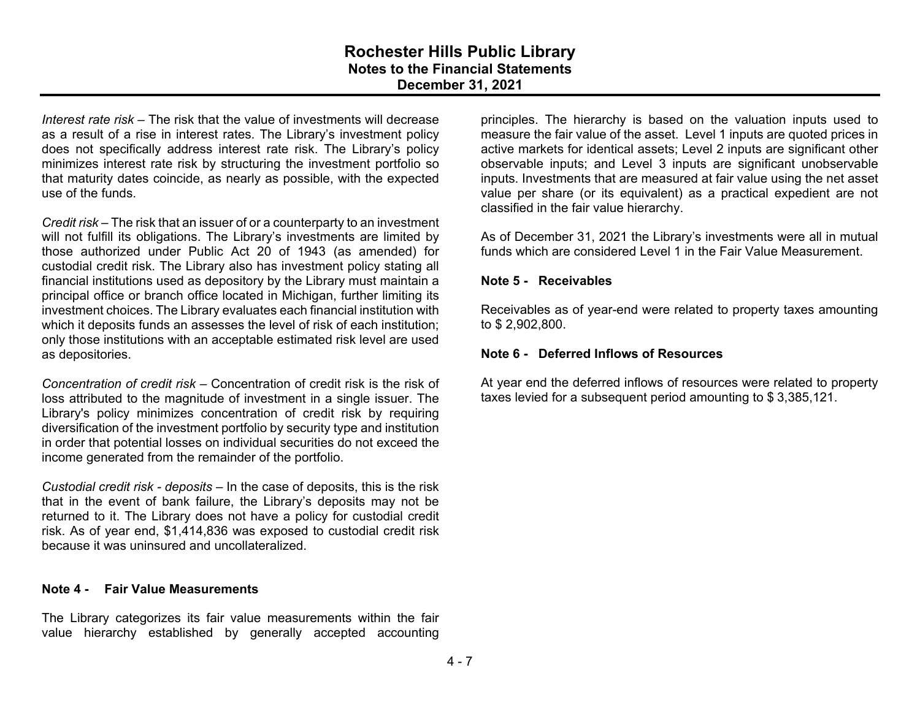*Interest rate risk* – The risk that the value of investments will decrease as a result of a rise in interest rates. The Library's investment policy does not specifically address interest rate risk. The Library's policy minimizes interest rate risk by structuring the investment portfolio so that maturity dates coincide, as nearly as possible, with the expected use of the funds.

*Credit risk* – The risk that an issuer of or a counterparty to an investment will not fulfill its obligations. The Library's investments are limited by those authorized under Public Act 20 of 1943 (as amended) for custodial credit risk. The Library also has investment policy stating all financial institutions used as depository by the Library must maintain a principal office or branch office located in Michigan, further limiting its investment choices. The Library evaluates each financial institution with which it deposits funds an assesses the level of risk of each institution; only those institutions with an acceptable estimated risk level are used as depositories.

*Concentration of credit risk* – Concentration of credit risk is the risk of loss attributed to the magnitude of investment in a single issuer. The Library's policy minimizes concentration of credit risk by requiring diversification of the investment portfolio by security type and institution in order that potential losses on individual securities do not exceed the income generated from the remainder of the portfolio.

*Custodial credit risk - deposits* – In the case of deposits, this is the risk that in the event of bank failure, the Library's deposits may not be returned to it. The Library does not have a policy for custodial credit risk. As of year end, $1,414,836 was exposed to custodial credit risk because it was uninsured and uncollateralized.

## Note 4 - Fair Value Measurements

The Library categorizes its fair value measurements within the fair value hierarchy established by generally accepted accounting principles. The hierarchy is based on the valuation inputs used to measure the fair value of the asset. Level 1 inputs are quoted prices in active markets for identical assets; Level 2 inputs are significant other observable inputs; and Level 3 inputs are significant unobservable inputs. Investments that are measured at fair value using the net asset value per share (or its equivalent) as a practical expedient are not classified in the fair value hierarchy.

As of December 31, 2021 the Library's investments were all in mutual funds which are considered Level 1 in the Fair Value Measurement.

## Note 5 - Receivables

Receivables as of year-end were related to property taxes amounting to $ 2,902,800.

## Note 6 - Deferred Inflows of Resources

At year end the deferred inflows of resources were related to property taxes levied for a subsequent period amounting to $ 3,385,121.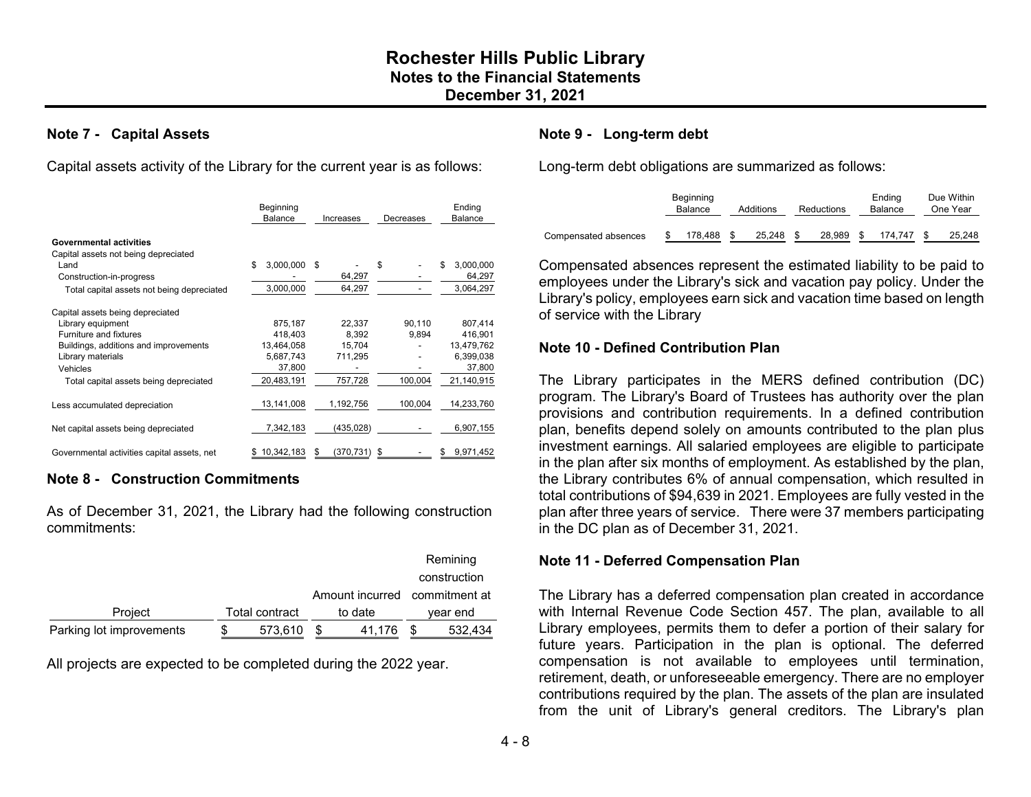## Note 7 - Capital Assets

Capital assets activity of the Library for the current year is as follows:

| | Beginning Balance | Increases | Decreases | Ending Balance |
|---|---|---|---|---|
| **Governmental activities** | | | | |
| Capital assets not being depreciated | | | | |
| Land | $ 3,000,000 | $ - | $ - | $ 3,000,000 |
| Construction-in-progress | - | 64,297 | - | 64,297 |
| Total capital assets not being depreciated | 3,000,000 | 64,297 | - | 3,064,297 |
| Capital assets being depreciated | | | | |
| Library equipment | 875,187 | 22,337 | 90,110 | 807,414 |
| Furniture and fixtures | 418,403 | 8,392 | 9,894 | 416,901 |
| Buildings, additions and improvements | 13,464,058 | 15,704 | - | 13,479,762 |
| Library materials | 5,687,743 | 711,295 | - | 6,399,038 |
| Vehicles | 37,800 | - | - | 37,800 |
| Total capital assets being depreciated | 20,483,191 | 757,728 | 100,004 | 21,140,915 |
| Less accumulated depreciation | 13,141,008 | 1,192,756 | 100,004 | 14,233,760 |
| Net capital assets being depreciated | 7,342,183 | (435,028) | - | 6,907,155 |
| Governmental activities capital assets, net | $ 10,342,183 | $ (370,731) | $ - | $ 9,971,452 |

## Note 8 - Construction Commitments

As of December 31, 2021, the Library had the following construction commitments:

| Project | Total contract | Amount incurred to date | Remining construction commitment at year end |
|---|---|---|---|
| Parking lot improvements | $ 573,610 | $ 41,176 | $ 532,434 |

All projects are expected to be completed during the 2022 year.

## Note 9 - Long-term debt

Long-term debt obligations are summarized as follows:

| | Beginning Balance | Additions | Reductions | Ending Balance | Due Within One Year |
|---|---|---|---|---|---|
| Compensated absences | $ 178,488 | $ 25,248 | $ 28,989 | $ 174,747 | $ 25,248 |

Compensated absences represent the estimated liability to be paid to employees under the Library's sick and vacation pay policy. Under the Library's policy, employees earn sick and vacation time based on length of service with the Library

## Note 10 - Defined Contribution Plan

The Library participates in the MERS defined contribution (DC) program. The Library's Board of Trustees has authority over the plan provisions and contribution requirements. In a defined contribution plan, benefits depend solely on amounts contributed to the plan plus investment earnings. All salaried employees are eligible to participate in the plan after six months of employment. As established by the plan, the Library contributes 6% of annual compensation, which resulted in total contributions of $94,639 in 2021. Employees are fully vested in the plan after three years of service. There were 37 members participating in the DC plan as of December 31, 2021.

## Note 11 - Deferred Compensation Plan

The Library has a deferred compensation plan created in accordance with Internal Revenue Code Section 457. The plan, available to all Library employees, permits them to defer a portion of their salary for future years. Participation in the plan is optional. The deferred compensation is not available to employees until termination, retirement, death, or unforeseeable emergency. There are no employer contributions required by the plan. The assets of the plan are insulated from the unit of Library's general creditors. The Library's plan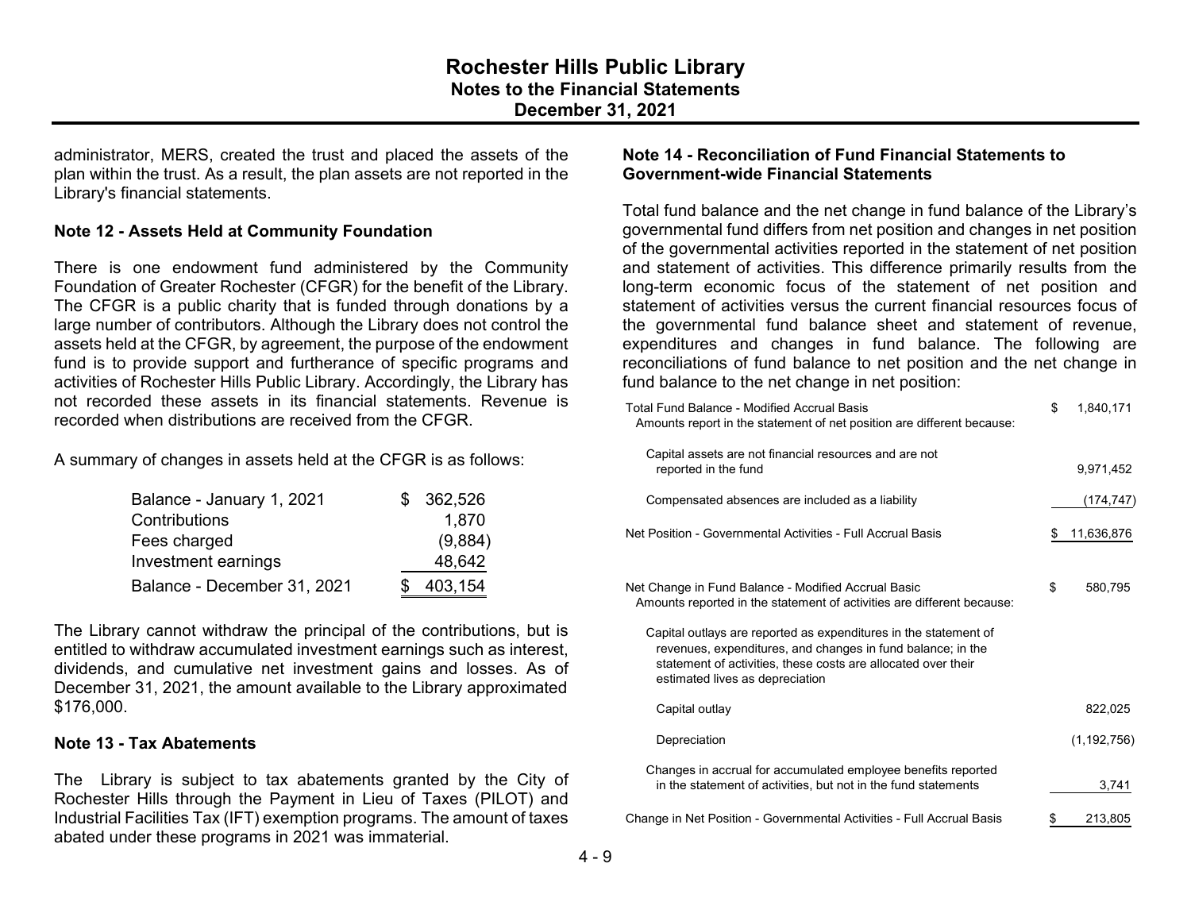administrator, MERS, created the trust and placed the assets of the plan within the trust. As a result, the plan assets are not reported in the Library's financial statements.

**Note 12 - Assets Held at Community Foundation**

There is one endowment fund administered by the Community Foundation of Greater Rochester (CFGR) for the benefit of the Library. The CFGR is a public charity that is funded through donations by a large number of contributors. Although the Library does not control the assets held at the CFGR, by agreement, the purpose of the endowment fund is to provide support and furtherance of specific programs and activities of Rochester Hills Public Library. Accordingly, the Library has not recorded these assets in its financial statements. Revenue is recorded when distributions are received from the CFGR.

A summary of changes in assets held at the CFGR is as follows:

| | |
|---|---|
| Balance - January 1, 2021 | $ 362,526 |
| Contributions | 1,870 |
| Fees charged | (9,884) |
| Investment earnings | 48,642 |
| Balance - December 31, 2021 | $ 403,154 |

The Library cannot withdraw the principal of the contributions, but is entitled to withdraw accumulated investment earnings such as interest, dividends, and cumulative net investment gains and losses. As of December 31, 2021, the amount available to the Library approximated $176,000.

**Note 13 - Tax Abatements**

The Library is subject to tax abatements granted by the City of Rochester Hills through the Payment in Lieu of Taxes (PILOT) and Industrial Facilities Tax (IFT) exemption programs. The amount of taxes abated under these programs in 2021 was immaterial.

**Note 14 - Reconciliation of Fund Financial Statements to Government-wide Financial Statements**

Total fund balance and the net change in fund balance of the Library's governmental fund differs from net position and changes in net position of the governmental activities reported in the statement of net position and statement of activities. This difference primarily results from the long-term economic focus of the statement of net position and statement of activities versus the current financial resources focus of the governmental fund balance sheet and statement of revenue, expenditures and changes in fund balance. The following are reconciliations of fund balance to net position and the net change in fund balance to the net change in net position:

| | |
|---|---|
| Total Fund Balance - Modified Accrual Basis | $ 1,840,171 |
| Amounts report in the statement of net position are different because: | |
| Capital assets are not financial resources and are not reported in the fund | 9,971,452 |
| Compensated absences are included as a liability | (174,747) |
| Net Position - Governmental Activities - Full Accrual Basis | $ 11,636,876 |
| | |
| Net Change in Fund Balance - Modified Accrual Basic | $ 580,795 |
| Amounts reported in the statement of activities are different because: | |
| Capital outlays are reported as expenditures in the statement of revenues, expenditures, and changes in fund balance; in the statement of activities, these costs are allocated over their estimated lives as depreciation | |
| Capital outlay | 822,025 |
| Depreciation | (1,192,756) |
| Changes in accrual for accumulated employee benefits reported in the statement of activities, but not in the fund statements | 3,741 |
| Change in Net Position - Governmental Activities - Full Accrual Basis | $ 213,805 |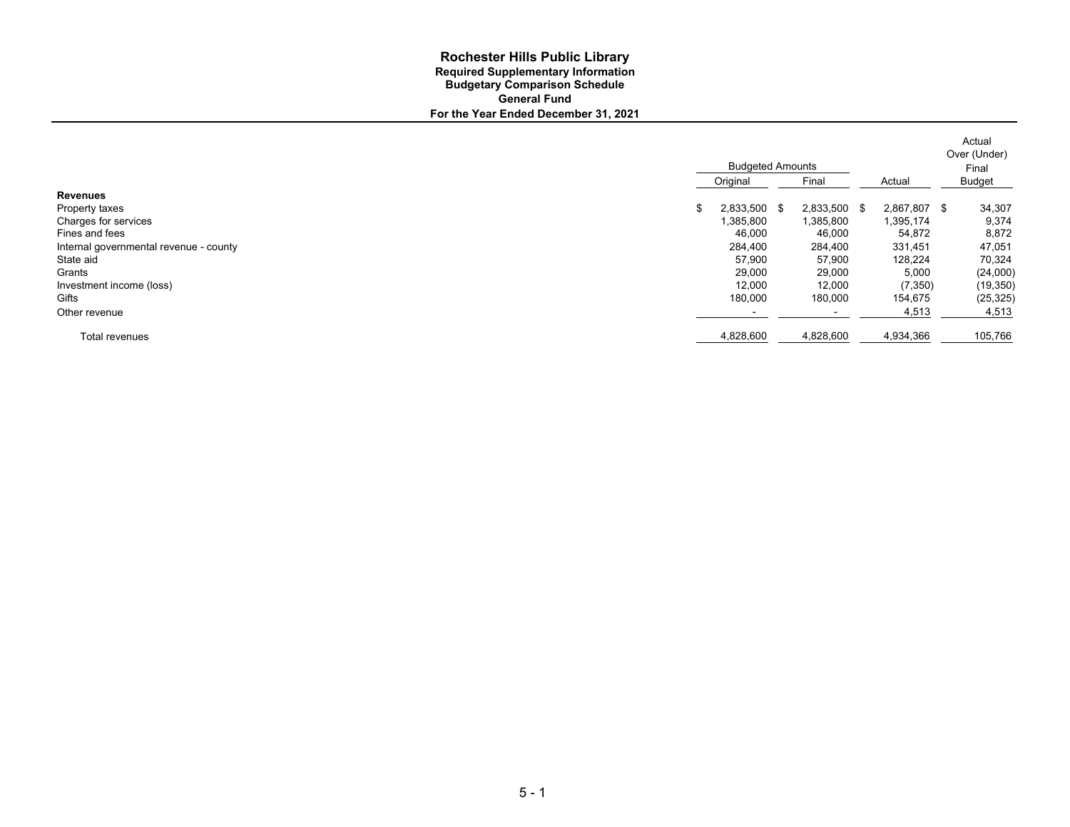# Rochester Hills Public Library

## Required Supplementary Information

### Budgetary Comparison Schedule

### General Fund

**For the Year Ended December 31, 2021**

| | Budgeted Amounts | | | Actual Over (Under) Final |
|---|---|---|---|---|
| | Original | Final | Actual | Budget |
| **Revenues** | | | | |
| Property taxes | $ 2,833,500 | $ 2,833,500 | $ 2,867,807 | $ 34,307 |
| Charges for services | 1,385,800 | 1,385,800 | 1,395,174 | 9,374 |
| Fines and fees | 46,000 | 46,000 | 54,872 | 8,872 |
| Internal governmental revenue - county | 284,400 | 284,400 | 331,451 | 47,051 |
| State aid | 57,900 | 57,900 | 128,224 | 70,324 |
| Grants | 29,000 | 29,000 | 5,000 | (24,000) |
| Investment income (loss) | 12,000 | 12,000 | (7,350) | (19,350) |
| Gifts | 180,000 | 180,000 | 154,675 | (25,325) |
| Other revenue | - | - | 4,513 | 4,513 |
| Total revenues | 4,828,600 | 4,828,600 | 4,934,366 | 105,766 |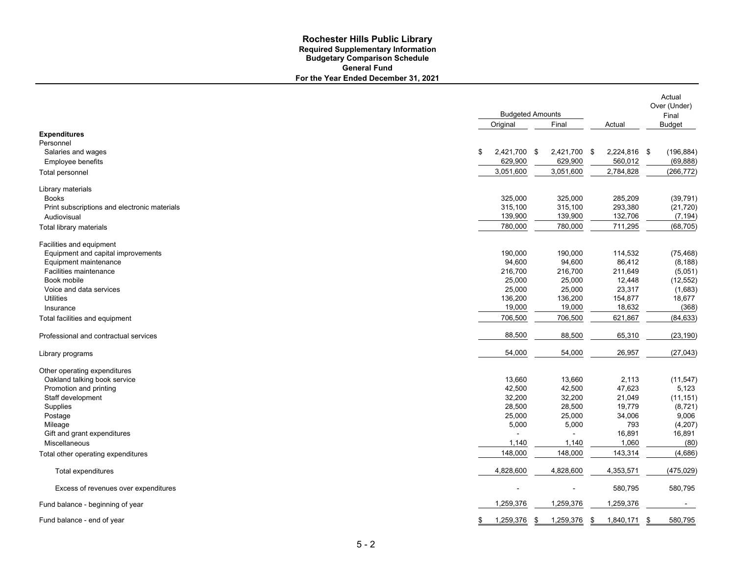# Rochester Hills Public Library

## Required Supplementary Information
## Budgetary Comparison Schedule
## General Fund
## For the Year Ended December 31, 2021

| | Budgeted Amounts | | | Actual Over (Under) Final |
|---|---|---|---|---|
| | Original | Final | Actual | Budget |
| **Expenditures** | | | | |
| Personnel | | | | |
| Salaries and wages | $ 2,421,700 | $ 2,421,700 | $ 2,224,816 | $ (196,884) |
| Employee benefits | 629,900 | 629,900 | 560,012 | (69,888) |
| Total personnel | 3,051,600 | 3,051,600 | 2,784,828 | (266,772) |
| Library materials | | | | |
| Books | 325,000 | 325,000 | 285,209 | (39,791) |
| Print subscriptions and electronic materials | 315,100 | 315,100 | 293,380 | (21,720) |
| Audiovisual | 139,900 | 139,900 | 132,706 | (7,194) |
| Total library materials | 780,000 | 780,000 | 711,295 | (68,705) |
| Facilities and equipment | | | | |
| Equipment and capital improvements | 190,000 | 190,000 | 114,532 | (75,468) |
| Equipment maintenance | 94,600 | 94,600 | 86,412 | (8,188) |
| Facilities maintenance | 216,700 | 216,700 | 211,649 | (5,051) |
| Book mobile | 25,000 | 25,000 | 12,448 | (12,552) |
| Voice and data services | 25,000 | 25,000 | 23,317 | (1,683) |
| Utilities | 136,200 | 136,200 | 154,877 | 18,677 |
| Insurance | 19,000 | 19,000 | 18,632 | (368) |
| Total facilities and equipment | 706,500 | 706,500 | 621,867 | (84,633) |
| Professional and contractual services | 88,500 | 88,500 | 65,310 | (23,190) |
| Library programs | 54,000 | 54,000 | 26,957 | (27,043) |
| Other operating expenditures | | | | |
| Oakland talking book service | 13,660 | 13,660 | 2,113 | (11,547) |
| Promotion and printing | 42,500 | 42,500 | 47,623 | 5,123 |
| Staff development | 32,200 | 32,200 | 21,049 | (11,151) |
| Supplies | 28,500 | 28,500 | 19,779 | (8,721) |
| Postage | 25,000 | 25,000 | 34,006 | 9,006 |
| Mileage | 5,000 | 5,000 | 793 | (4,207) |
| Gift and grant expenditures | - | - | 16,891 | 16,891 |
| Miscellaneous | 1,140 | 1,140 | 1,060 | (80) |
| Total other operating expenditures | 148,000 | 148,000 | 143,314 | (4,686) |
| Total expenditures | 4,828,600 | 4,828,600 | 4,353,571 | (475,029) |
| Excess of revenues over expenditures | - | - | 580,795 | 580,795 |
| Fund balance - beginning of year | 1,259,376 | 1,259,376 | 1,259,376 | - |
| Fund balance - end of year | $ 1,259,376 | $ 1,259,376 | $ 1,840,171 | $ 580,795 |